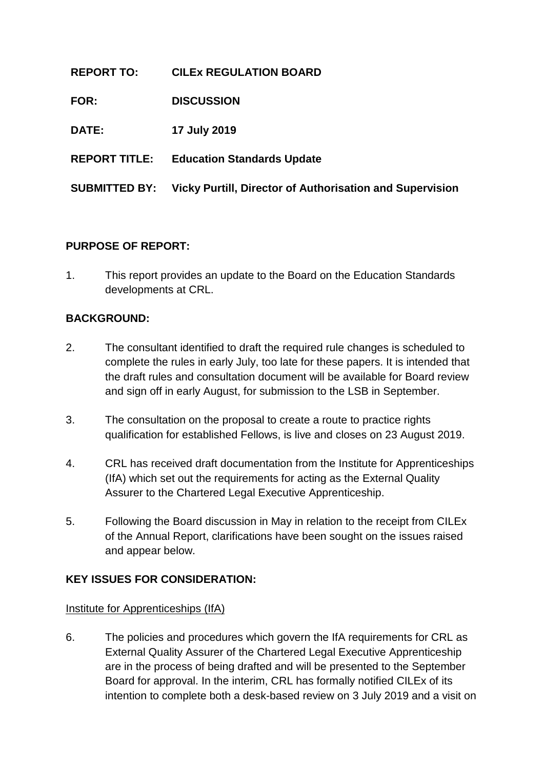**REPORT TO:** **CILEx REGULATION BOARD**

**FOR:** **DISCUSSION**

**DATE:** **17 July 2019**

**REPORT TITLE:** **Education Standards Update**

**SUBMITTED BY:** **Vicky Purtill, Director of Authorisation and Supervision**

## PURPOSE OF REPORT:

1. This report provides an update to the Board on the Education Standards developments at CRL.

## BACKGROUND:

2. The consultant identified to draft the required rule changes is scheduled to complete the rules in early July, too late for these papers. It is intended that the draft rules and consultation document will be available for Board review and sign off in early August, for submission to the LSB in September.

3. The consultation on the proposal to create a route to practice rights qualification for established Fellows, is live and closes on 23 August 2019.

4. CRL has received draft documentation from the Institute for Apprenticeships (IfA) which set out the requirements for acting as the External Quality Assurer to the Chartered Legal Executive Apprenticeship.

5. Following the Board discussion in May in relation to the receipt from CILEx of the Annual Report, clarifications have been sought on the issues raised and appear below.

## KEY ISSUES FOR CONSIDERATION:

<u>Institute for Apprenticeships (IfA)</u>

6. The policies and procedures which govern the IfA requirements for CRL as External Quality Assurer of the Chartered Legal Executive Apprenticeship are in the process of being drafted and will be presented to the September Board for approval. In the interim, CRL has formally notified CILEx of its intention to complete both a desk-based review on 3 July 2019 and a visit on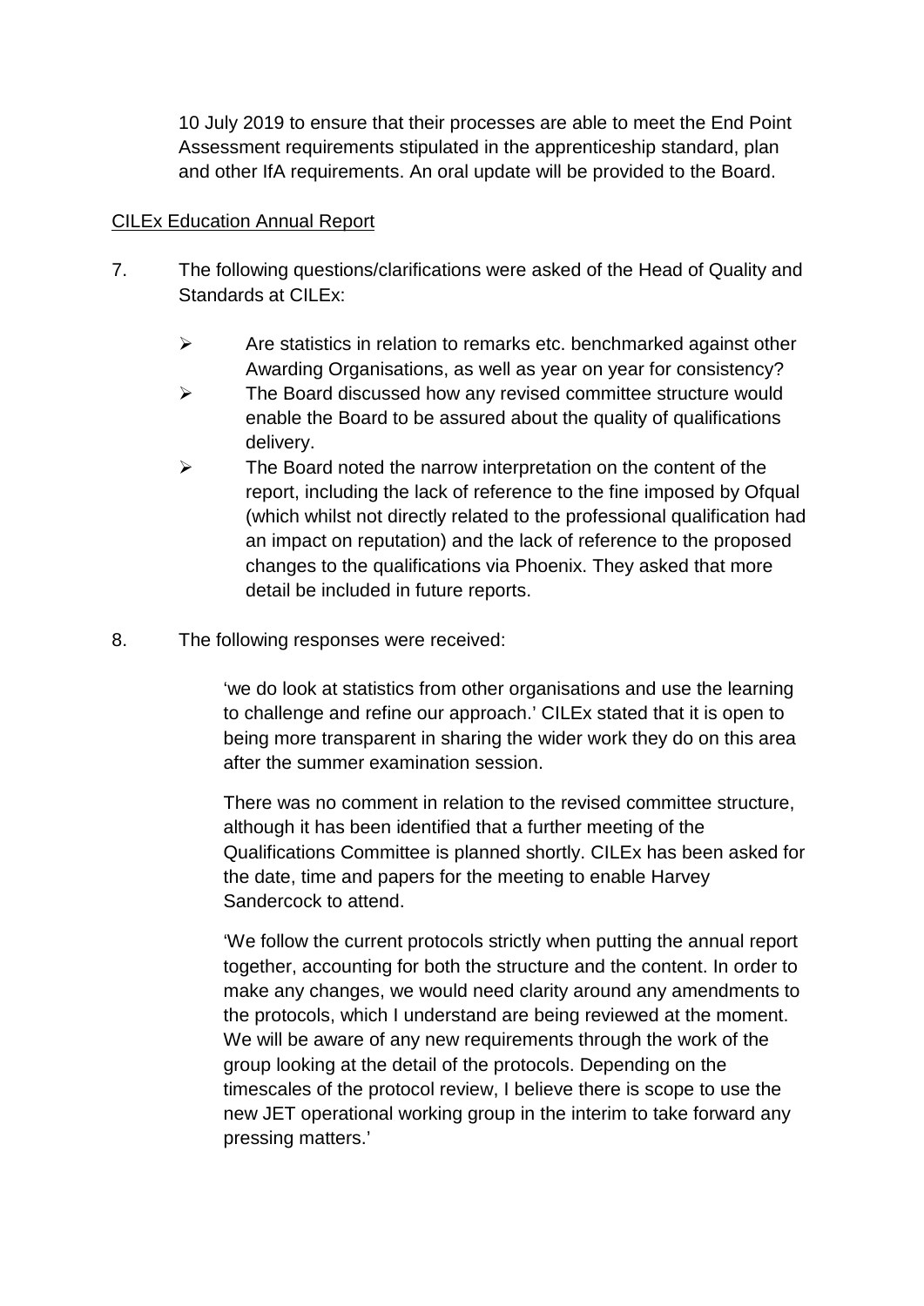10 July 2019 to ensure that their processes are able to meet the End Point Assessment requirements stipulated in the apprenticeship standard, plan and other IfA requirements. An oral update will be provided to the Board.

<u>CILEx Education Annual Report</u>

7. The following questions/clarifications were asked of the Head of Quality and Standards at CILEx:

   - Are statistics in relation to remarks etc. benchmarked against other Awarding Organisations, as well as year on year for consistency?
   - The Board discussed how any revised committee structure would enable the Board to be assured about the quality of qualifications delivery.
   - The Board noted the narrow interpretation on the content of the report, including the lack of reference to the fine imposed by Ofqual (which whilst not directly related to the professional qualification had an impact on reputation) and the lack of reference to the proposed changes to the qualifications via Phoenix. They asked that more detail be included in future reports.

8. The following responses were received:

   'we do look at statistics from other organisations and use the learning to challenge and refine our approach.' CILEx stated that it is open to being more transparent in sharing the wider work they do on this area after the summer examination session.

   There was no comment in relation to the revised committee structure, although it has been identified that a further meeting of the Qualifications Committee is planned shortly. CILEx has been asked for the date, time and papers for the meeting to enable Harvey Sandercock to attend.

   'We follow the current protocols strictly when putting the annual report together, accounting for both the structure and the content. In order to make any changes, we would need clarity around any amendments to the protocols, which I understand are being reviewed at the moment. We will be aware of any new requirements through the work of the group looking at the detail of the protocols. Depending on the timescales of the protocol review, I believe there is scope to use the new JET operational working group in the interim to take forward any pressing matters.'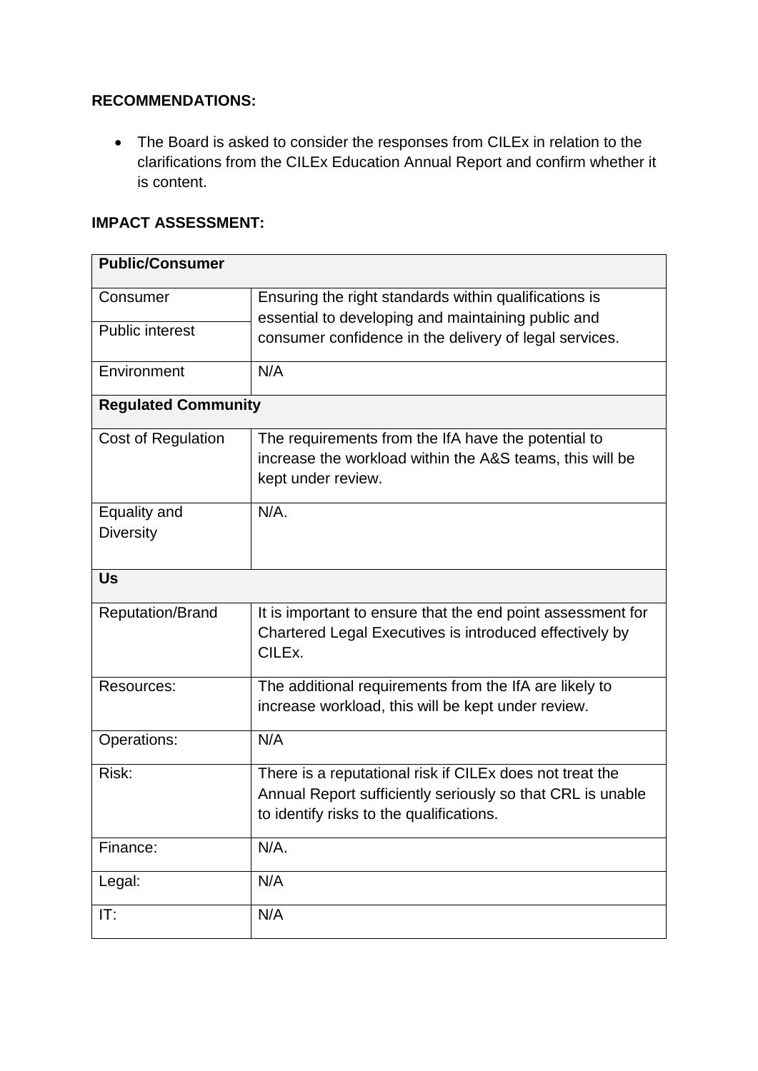**RECOMMENDATIONS:**

- The Board is asked to consider the responses from CILEx in relation to the clarifications from the CILEx Education Annual Report and confirm whether it is content.

**IMPACT ASSESSMENT:**

| | |
|---|---|
| **Public/Consumer** | |
| Consumer | Ensuring the right standards within qualifications is essential to developing and maintaining public and consumer confidence in the delivery of legal services. |
| Public interest | |
| Environment | N/A |
| **Regulated Community** | |
| Cost of Regulation | The requirements from the IfA have the potential to increase the workload within the A&S teams, this will be kept under review. |
| Equality and Diversity | N/A. |
| **Us** | |
| Reputation/Brand | It is important to ensure that the end point assessment for Chartered Legal Executives is introduced effectively by CILEx. |
| Resources: | The additional requirements from the IfA are likely to increase workload, this will be kept under review. |
| Operations: | N/A |
| Risk: | There is a reputational risk if CILEx does not treat the Annual Report sufficiently seriously so that CRL is unable to identify risks to the qualifications. |
| Finance: | N/A. |
| Legal: | N/A |
| IT: | N/A |